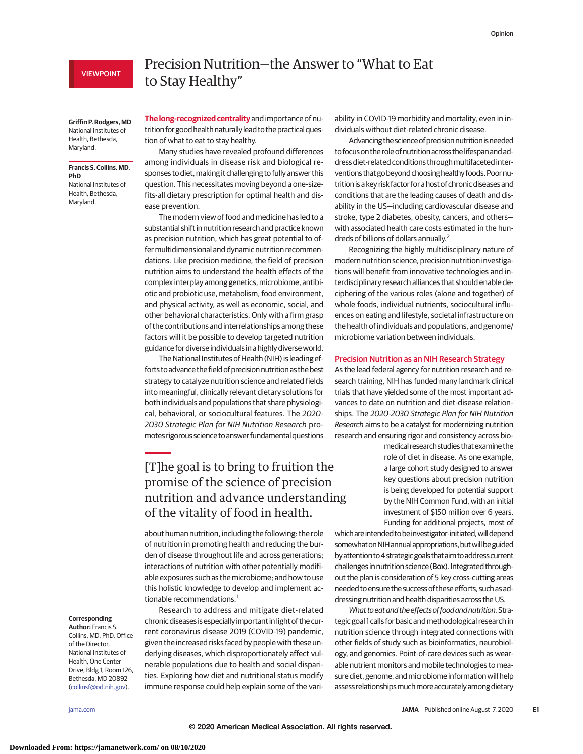VIEWPOINT

# Precision Nutrition—the Answer to "What to Eat to Stay Healthy"

**Griffin P. Rodgers, MD**
National Institutes of Health, Bethesda, Maryland.

**Francis S. Collins, MD, PhD**
National Institutes of Health, Bethesda, Maryland.

**The long-recognized centrality** and importance of nutrition for good health naturally lead to the practical question of what to eat to stay healthy.

Many studies have revealed profound differences among individuals in disease risk and biological responses to diet, making it challenging to fully answer this question. This necessitates moving beyond a one-size-fits-all dietary prescription for optimal health and disease prevention.

The modern view of food and medicine has led to a substantial shift in nutrition research and practice known as precision nutrition, which has great potential to offer multidimensional and dynamic nutrition recommendations. Like precision medicine, the field of precision nutrition aims to understand the health effects of the complex interplay among genetics, microbiome, antibiotic and probiotic use, metabolism, food environment, and physical activity, as well as economic, social, and other behavioral characteristics. Only with a firm grasp of the contributions and interrelationships among these factors will it be possible to develop targeted nutrition guidance for diverse individuals in a highly diverse world.

The National Institutes of Health (NIH) is leading efforts to advance the field of precision nutrition as the best strategy to catalyze nutrition science and related fields into meaningful, clinically relevant dietary solutions for both individuals and populations that share physiological, behavioral, or sociocultural features. The *2020-2030 Strategic Plan for NIH Nutrition Research* promotes rigorous science to answer fundamental questions about human nutrition, including the following: the role of nutrition in promoting health and reducing the burden of disease throughout life and across generations; interactions of nutrition with other potentially modifiable exposures such as the microbiome; and how to use this holistic knowledge to develop and implement actionable recommendations.[1]

> [T]he goal is to bring to fruition the promise of the science of precision nutrition and advance understanding of the vitality of food in health.

Research to address and mitigate diet-related chronic diseases is especially important in light of the current coronavirus disease 2019 (COVID-19) pandemic, given the increased risks faced by people with these underlying diseases, which disproportionately affect vulnerable populations due to health and social disparities. Exploring how diet and nutritional status modify immune response could help explain some of the variability in COVID-19 morbidity and mortality, even in individuals without diet-related chronic disease.

Advancing the science of precision nutrition is needed to focus on the role of nutrition across the lifespan and address diet-related conditions through multifaceted interventions that go beyond choosing healthy foods. Poor nutrition is a key risk factor for a host of chronic diseases and conditions that are the leading causes of death and disability in the US—including cardiovascular disease and stroke, type 2 diabetes, obesity, cancers, and others—with associated health care costs estimated in the hundreds of billions of dollars annually.[2]

Recognizing the highly multidisciplinary nature of modern nutrition science, precision nutrition investigations will benefit from innovative technologies and interdisciplinary research alliances that should enable deciphering of the various roles (alone and together) of whole foods, individual nutrients, sociocultural influences on eating and lifestyle, societal infrastructure on the health of individuals and populations, and genome/microbiome variation between individuals.

## Precision Nutrition as an NIH Research Strategy

As the lead federal agency for nutrition research and research training, NIH has funded many landmark clinical trials that have yielded some of the most important advances to date on nutrition and diet-disease relationships. The *2020-2030 Strategic Plan for NIH Nutrition Research* aims to be a catalyst for modernizing nutrition research and ensuring rigor and consistency across biomedical research studies that examine the role of diet in disease. As one example, a large cohort study designed to answer key questions about precision nutrition is being developed for potential support by the NIH Common Fund, with an initial investment of $150 million over 6 years. Funding for additional projects, most of which are intended to be investigator-initiated, will depend somewhat on NIH annual appropriations, but will be guided by attention to 4 strategic goals that aim to address current challenges in nutrition science (**Box**). Integrated throughout the plan is consideration of 5 key cross-cutting areas needed to ensure the success of these efforts, such as addressing nutrition and health disparities across the US.

*What to eat and the effects of food and nutrition.* Strategic goal 1 calls for basic and methodological research in nutrition science through integrated connections with other fields of study such as bioinformatics, neurobiology, and genomics. Point-of-care devices such as wearable nutrient monitors and mobile technologies to measure diet, genome, and microbiome information will help assess relationships much more accurately among dietary

**Corresponding Author:** Francis S. Collins, MD, PhD, Office of the Director, National Institutes of Health, One Center Drive, Bldg 1, Room 126, Bethesda, MD 20892 (collinsf@od.nih.gov).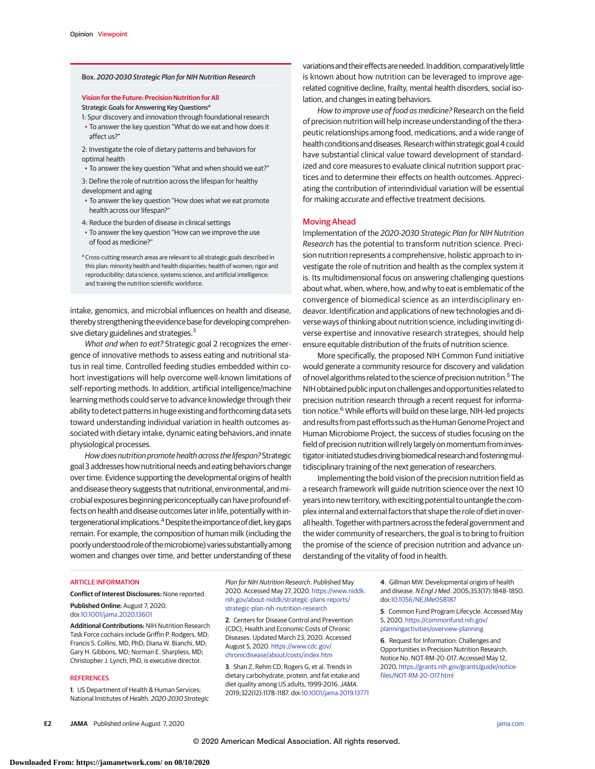**Box. *2020-2030 Strategic Plan for NIH Nutrition Research***

**Vision for the Future: Precision Nutrition for All**

**Strategic Goals for Answering Key Questions[a]**

1: Spur discovery and innovation through foundational research
- To answer the key question "What do we eat and how does it affect us?"

2: Investigate the role of dietary patterns and behaviors for optimal health
- To answer the key question "What and when should we eat?"

3: Define the role of nutrition across the lifespan for healthy development and aging
- To answer the key question "How does what we eat promote health across our lifespan?"

4: Reduce the burden of disease in clinical settings
- To answer the key question "How can we improve the use of food as medicine?"

[a] Cross-cutting research areas are relevant to all strategic goals described in this plan: minority health and health disparities; health of women; rigor and reproducibility; data science, systems science, and artificial intelligence; and training the nutrition scientific workforce.

intake, genomics, and microbial influences on health and disease, thereby strengthening the evidence base for developing comprehensive dietary guidelines and strategies.[3]

*What and when to eat?* Strategic goal 2 recognizes the emergence of innovative methods to assess eating and nutritional status in real time. Controlled feeding studies embedded within cohort investigations will help overcome well-known limitations of self-reporting methods. In addition, artificial intelligence/machine learning methods could serve to advance knowledge through their ability to detect patterns in huge existing and forthcoming data sets toward understanding individual variation in health outcomes associated with dietary intake, dynamic eating behaviors, and innate physiological processes.

*How does nutrition promote health across the lifespan?* Strategic goal 3 addresses how nutritional needs and eating behaviors change over time. Evidence supporting the developmental origins of health and disease theory suggests that nutritional, environmental, and microbial exposures beginning periconceptually can have profound effects on health and disease outcomes later in life, potentially with intergenerational implications.[4] Despite the importance of diet, key gaps remain. For example, the composition of human milk (including the poorly understood role of the microbiome) varies substantially among women and changes over time, and better understanding of these variations and their effects are needed. In addition, comparatively little is known about how nutrition can be leveraged to improve age-related cognitive decline, frailty, mental health disorders, social isolation, and changes in eating behaviors.

*How to improve use of food as medicine?* Research on the field of precision nutrition will help increase understanding of the therapeutic relationships among food, medications, and a wide range of health conditions and diseases. Research within strategic goal 4 could have substantial clinical value toward development of standardized and core measures to evaluate clinical nutrition support practices and to determine their effects on health outcomes. Appreciating the contribution of interindividual variation will be essential for making accurate and effective treatment decisions.

## Moving Ahead

Implementation of the *2020-2030 Strategic Plan for NIH Nutrition Research* has the potential to transform nutrition science. Precision nutrition represents a comprehensive, holistic approach to investigate the role of nutrition and health as the complex system it is. Its multidimensional focus on answering challenging questions about what, when, where, how, and why to eat is emblematic of the convergence of biomedical science as an interdisciplinary endeavor. Identification and applications of new technologies and diverse ways of thinking about nutrition science, including inviting diverse expertise and innovative research strategies, should help ensure equitable distribution of the fruits of nutrition science.

More specifically, the proposed NIH Common Fund initiative would generate a community resource for discovery and validation of novel algorithms related to the science of precision nutrition.[5] The NIH obtained public input on challenges and opportunities related to precision nutrition research through a recent request for information notice.[6] While efforts will build on these large, NIH-led projects and results from past efforts such as the Human Genome Project and Human Microbiome Project, the success of studies focusing on the field of precision nutrition will rely largely on momentum from investigator-initiated studies driving biomedical research and fostering multidisciplinary training of the next generation of researchers.

Implementing the bold vision of the precision nutrition field as a research framework will guide nutrition science over the next 10 years into new territory, with exciting potential to untangle the complex internal and external factors that shape the role of diet in overall health. Together with partners across the federal government and the wider community of researchers, the goal is to bring to fruition the promise of the science of precision nutrition and advance understanding of the vitality of food in health.

## ARTICLE INFORMATION

**Conflict of Interest Disclosures:** None reported.

**Published Online:** August 7, 2020. doi:10.1001/jama.2020.13601

**Additional Contributions:** NIH Nutrition Research Task Force cochairs include Griffin P. Rodgers, MD; Francis S. Collins, MD, PhD; Diana W. Bianchi, MD; Gary H. Gibbons, MD; Norman E. Sharpless, MD; Christopher J. Lynch, PhD, is executive director.

## REFERENCES

1. US Department of Health & Human Services; National Institutes of Health. *2020-2030 Strategic Plan for NIH Nutrition Research*. Published May 2020. Accessed May 27, 2020. https://www.niddk.nih.gov/about-niddk/strategic-plans-reports/strategic-plan-nih-nutrition-research

2. Centers for Disease Control and Prevention (CDC), Health and Economic Costs of Chronic Diseases. Updated March 23, 2020. Accessed August 5, 2020. https://www.cdc.gov/chronicdisease/about/costs/index.htm

3. Shan Z, Rehm CD, Rogers G, et al. Trends in dietary carbohydrate, protein, and fat intake and diet quality among US adults, 1999-2016. *JAMA*. 2019;322(12):1178-1187. doi:10.1001/jama.2019.13771

4. Gillman MW. Developmental origins of health and disease. *N Engl J Med*. 2005;353(17):1848-1850. doi:10.1056/NEJMe058187

5. Common Fund Program Lifecycle. Accessed May 5, 2020. https://commonfund.nih.gov/planningactivities/overview-planning

6. Request for Information: Challenges and Opportunities in Precision Nutrition Research. Notice No. NOT-RM-20-017. Accessed May 12, 2020. https://grants.nih.gov/grants/guide/notice-files/NOT-RM-20-017.html